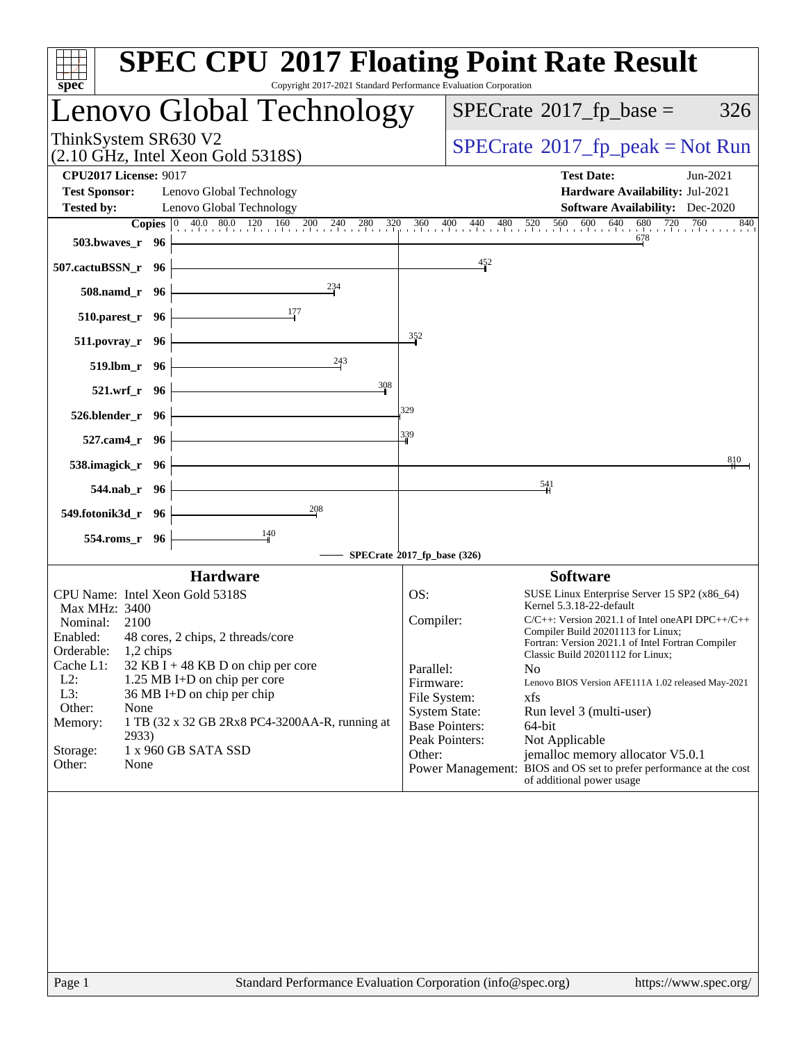# SPEC CPU 2017 Floating Point Rate Result

Copyright 2017-2021 Standard Performance Evaluation Corporation

## Lenovo Global Technology

ThinkSystem SR630 V2
(2.10 GHz, Intel Xeon Gold 5318S)

SPECrate 2017_fp_base = 326

SPECrate 2017_fp_peak = Not Run

**CPU2017 License:** 9017
**Test Sponsor:** Lenovo Global Technology
**Tested by:** Lenovo Global Technology

**Test Date:** Jun-2021
**Hardware Availability:** Jul-2021
**Software Availability:** Dec-2020

| Benchmark | Copies | SPECrate 2017_fp_base |
|---|---|---|
| 503.bwaves_r | 96 | 678 |
| 507.cactuBSSN_r | 96 | 452 |
| 508.namd_r | 96 | 234 |
| 510.parest_r | 96 | 177 |
| 511.povray_r | 96 | 352 |
| 519.lbm_r | 96 | 243 |
| 521.wrf_r | 96 | 308 |
| 526.blender_r | 96 | 329 |
| 527.cam4_r | 96 | 339 |
| 538.imagick_r | 96 | 810 |
| 544.nab_r | 96 | 541 |
| 549.fotonik3d_r | 96 | 208 |
| 554.roms_r | 96 | 140 |

SPECrate 2017_fp_base (326)

### Hardware

- CPU Name: Intel Xeon Gold 5318S
- Max MHz: 3400
- Nominal: 2100
- Enabled: 48 cores, 2 chips, 2 threads/core
- Orderable: 1,2 chips
- Cache L1: 32 KB I + 48 KB D on chip per core
- L2: 1.25 MB I+D on chip per core
- L3: 36 MB I+D on chip per chip
- Other: None
- Memory: 1 TB (32 x 32 GB 2Rx8 PC4-3200AA-R, running at 2933)
- Storage: 1 x 960 GB SATA SSD
- Other: None

### Software

- OS: SUSE Linux Enterprise Server 15 SP2 (x86_64) Kernel 5.3.18-22-default
- Compiler: C/C++: Version 2021.1 of Intel oneAPI DPC++/C++ Compiler Build 20201113 for Linux; Fortran: Version 2021.1 of Intel Fortran Compiler Classic Build 20201112 for Linux;
- Parallel: No
- Firmware: Lenovo BIOS Version AFE111A 1.02 released May-2021
- File System: xfs
- System State: Run level 3 (multi-user)
- Base Pointers: 64-bit
- Peak Pointers: Not Applicable
- Other: jemalloc memory allocator V5.0.1
- Power Management: BIOS and OS set to prefer performance at the cost of additional power usage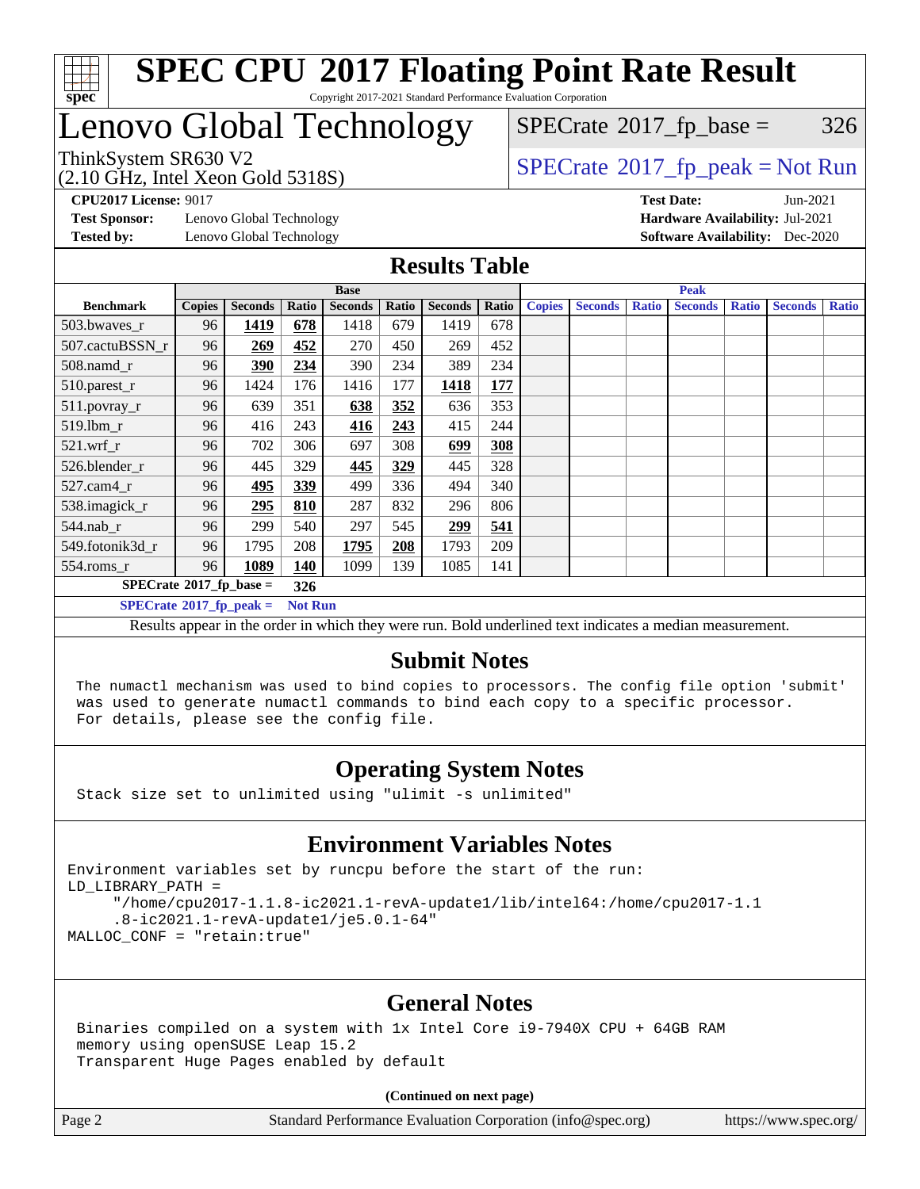# SPEC CPU 2017 Floating Point Rate Result

Copyright 2017-2021 Standard Performance Evaluation Corporation

# Lenovo Global Technology

ThinkSystem SR630 V2
(2.10 GHz, Intel Xeon Gold 5318S)

SPECrate 2017_fp_base = 326

SPECrate 2017_fp_peak = Not Run

**CPU2017 License:** 9017
**Test Sponsor:** Lenovo Global Technology
**Tested by:** Lenovo Global Technology

**Test Date:** Jun-2021
**Hardware Availability:** Jul-2021
**Software Availability:** Dec-2020

## Results Table

| | Base | | | | | | | Peak | | | | | | |
|---|---|---|---|---|---|---|---|---|---|---|---|---|---|---|
| **Benchmark** | **Copies** | **Seconds** | **Ratio** | **Seconds** | **Ratio** | **Seconds** | **Ratio** | **Copies** | **Seconds** | **Ratio** | **Seconds** | **Ratio** | **Seconds** | **Ratio** |
| 503.bwaves_r | 96 | **1419** | **678** | 1418 | 679 | 1419 | 678 | | | | | | | |
| 507.cactuBSSN_r | 96 | **269** | **452** | 270 | 450 | 269 | 452 | | | | | | | |
| 508.namd_r | 96 | **390** | **234** | 390 | 234 | 389 | 234 | | | | | | | |
| 510.parest_r | 96 | 1424 | 176 | 1416 | 177 | **1418** | **177** | | | | | | | |
| 511.povray_r | 96 | 639 | 351 | **638** | **352** | 636 | 353 | | | | | | | |
| 519.lbm_r | 96 | 416 | 243 | **416** | **243** | 415 | 244 | | | | | | | |
| 521.wrf_r | 96 | 702 | 306 | 697 | 308 | **699** | **308** | | | | | | | |
| 526.blender_r | 96 | 445 | 329 | **445** | **329** | 445 | 328 | | | | | | | |
| 527.cam4_r | 96 | **495** | **339** | 499 | 336 | 494 | 340 | | | | | | | |
| 538.imagick_r | 96 | **295** | **810** | 287 | 832 | 296 | 806 | | | | | | | |
| 544.nab_r | 96 | 299 | 540 | 297 | 545 | **299** | **541** | | | | | | | |
| 549.fotonik3d_r | 96 | 1795 | 208 | **1795** | **208** | 1793 | 209 | | | | | | | |
| 554.roms_r | 96 | **1089** | **140** | 1099 | 139 | 1085 | 141 | | | | | | | |

**SPECrate 2017_fp_base = 326**

**SPECrate 2017_fp_peak = Not Run**

Results appear in the order in which they were run. Bold underlined text indicates a median measurement.

## Submit Notes

```
The numactl mechanism was used to bind copies to processors. The config file option 'submit'
was used to generate numactl commands to bind each copy to a specific processor.
For details, please see the config file.
```

## Operating System Notes

```
Stack size set to unlimited using "ulimit -s unlimited"
```

## Environment Variables Notes

```
Environment variables set by runcpu before the start of the run:
LD_LIBRARY_PATH =
     "/home/cpu2017-1.1.8-ic2021.1-revA-update1/lib/intel64:/home/cpu2017-1.1
     .8-ic2021.1-revA-update1/je5.0.1-64"
MALLOC_CONF = "retain:true"
```

## General Notes

```
Binaries compiled on a system with 1x Intel Core i9-7940X CPU + 64GB RAM
memory using openSUSE Leap 15.2
Transparent Huge Pages enabled by default
```

**(Continued on next page)**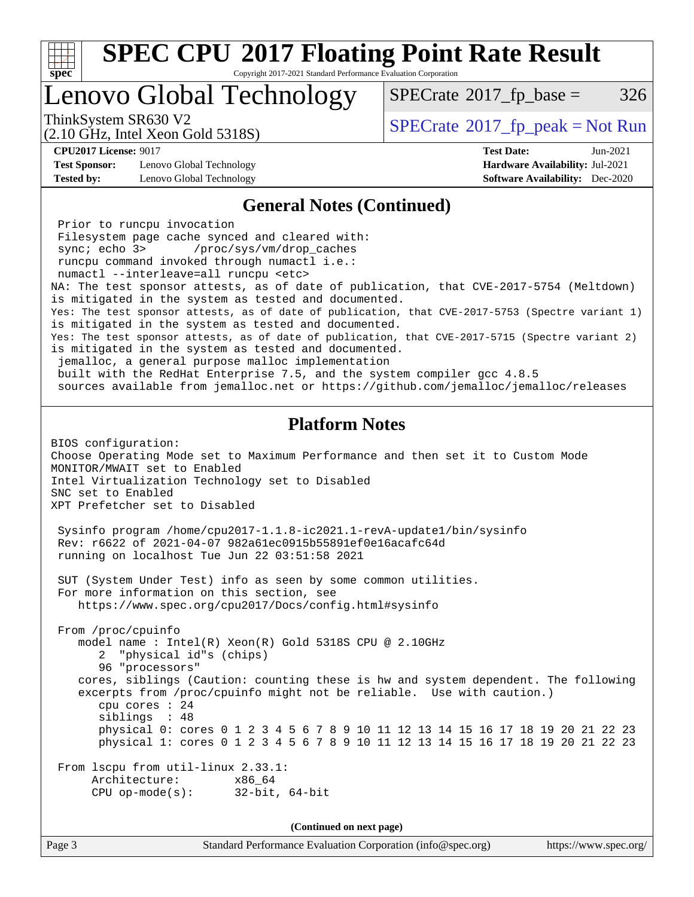## General Notes (Continued)

```
 Prior to runcpu invocation
 Filesystem page cache synced and cleared with:
 sync; echo 3>       /proc/sys/vm/drop_caches
 runcpu command invoked through numactl i.e.:
 numactl --interleave=all runcpu <etc>
NA: The test sponsor attests, as of date of publication, that CVE-2017-5754 (Meltdown)
is mitigated in the system as tested and documented.
Yes: The test sponsor attests, as of date of publication, that CVE-2017-5753 (Spectre variant 1)
is mitigated in the system as tested and documented.
Yes: The test sponsor attests, as of date of publication, that CVE-2017-5715 (Spectre variant 2)
is mitigated in the system as tested and documented.
 jemalloc, a general purpose malloc implementation
 built with the RedHat Enterprise 7.5, and the system compiler gcc 4.8.5
 sources available from jemalloc.net or https://github.com/jemalloc/jemalloc/releases
```

## Platform Notes

```
BIOS configuration:
Choose Operating Mode set to Maximum Performance and then set it to Custom Mode
MONITOR/MWAIT set to Enabled
Intel Virtualization Technology set to Disabled
SNC set to Enabled
XPT Prefetcher set to Disabled

 Sysinfo program /home/cpu2017-1.1.8-ic2021.1-revA-update1/bin/sysinfo
 Rev: r6622 of 2021-04-07 982a61ec0915b55891ef0e16acafc64d
 running on localhost Tue Jun 22 03:51:58 2021

 SUT (System Under Test) info as seen by some common utilities.
 For more information on this section, see
    https://www.spec.org/cpu2017/Docs/config.html#sysinfo

 From /proc/cpuinfo
    model name : Intel(R) Xeon(R) Gold 5318S CPU @ 2.10GHz
       2  "physical id"s (chips)
       96 "processors"
    cores, siblings (Caution: counting these is hw and system dependent. The following
    excerpts from /proc/cpuinfo might not be reliable.  Use with caution.)
       cpu cores : 24
       siblings  : 48
       physical 0: cores 0 1 2 3 4 5 6 7 8 9 10 11 12 13 14 15 16 17 18 19 20 21 22 23
       physical 1: cores 0 1 2 3 4 5 6 7 8 9 10 11 12 13 14 15 16 17 18 19 20 21 22 23

 From lscpu from util-linux 2.33.1:
      Architecture:        x86_64
      CPU op-mode(s):      32-bit, 64-bit
```

(Continued on next page)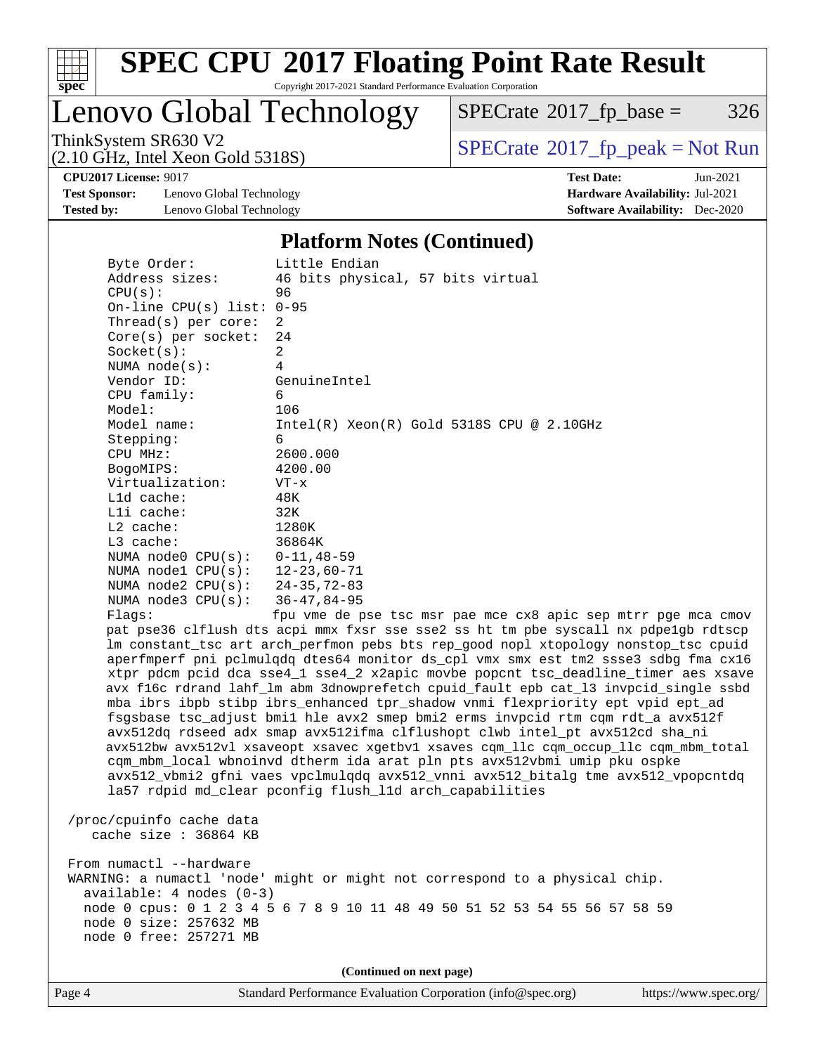## Platform Notes (Continued)

```
     Byte Order:          Little Endian
     Address sizes:       46 bits physical, 57 bits virtual
     CPU(s):              96
     On-line CPU(s) list: 0-95
     Thread(s) per core:  2
     Core(s) per socket:  24
     Socket(s):           2
     NUMA node(s):        4
     Vendor ID:           GenuineIntel
     CPU family:          6
     Model:               106
     Model name:          Intel(R) Xeon(R) Gold 5318S CPU @ 2.10GHz
     Stepping:            6
     CPU MHz:             2600.000
     BogoMIPS:            4200.00
     Virtualization:      VT-x
     L1d cache:           48K
     L1i cache:           32K
     L2 cache:            1280K
     L3 cache:            36864K
     NUMA node0 CPU(s):   0-11,48-59
     NUMA node1 CPU(s):   12-23,60-71
     NUMA node2 CPU(s):   24-35,72-83
     NUMA node3 CPU(s):   36-47,84-95
     Flags:               fpu vme de pse tsc msr pae mce cx8 apic sep mtrr pge mca cmov
     pat pse36 clflush dts acpi mmx fxsr sse sse2 ss ht tm pbe syscall nx pdpe1gb rdtscp
     lm constant_tsc art arch_perfmon pebs bts rep_good nopl xtopology nonstop_tsc cpuid
     aperfmperf pni pclmulqdq dtes64 monitor ds_cpl vmx smx est tm2 ssse3 sdbg fma cx16
     xtpr pdcm pcid dca sse4_1 sse4_2 x2apic movbe popcnt tsc_deadline_timer aes xsave
     avx f16c rdrand lahf_lm abm 3dnowprefetch cpuid_fault epb cat_l3 invpcid_single ssbd
     mba ibrs ibpb stibp ibrs_enhanced tpr_shadow vnmi flexpriority ept vpid ept_ad
     fsgsbase tsc_adjust bmi1 hle avx2 smep bmi2 erms invpcid rtm cqm rdt_a avx512f
     avx512dq rdseed adx smap avx512ifma clflushopt clwb intel_pt avx512cd sha_ni
     avx512bw avx512vl xsaveopt xsavec xgetbv1 xsaves cqm_llc cqm_occup_llc cqm_mbm_total
     cqm_mbm_local wbnoinvd dtherm ida arat pln pts avx512vbmi umip pku ospke
     avx512_vbmi2 gfni vaes vpclmulqdq avx512_vnni avx512_bitalg tme avx512_vpopcntdq
     la57 rdpid md_clear pconfig flush_l1d arch_capabilities

 /proc/cpuinfo cache data
    cache size : 36864 KB

 From numactl --hardware
 WARNING: a numactl 'node' might or might not correspond to a physical chip.
   available: 4 nodes (0-3)
   node 0 cpus: 0 1 2 3 4 5 6 7 8 9 10 11 48 49 50 51 52 53 54 55 56 57 58 59
   node 0 size: 257632 MB
   node 0 free: 257271 MB
```

(Continued on next page)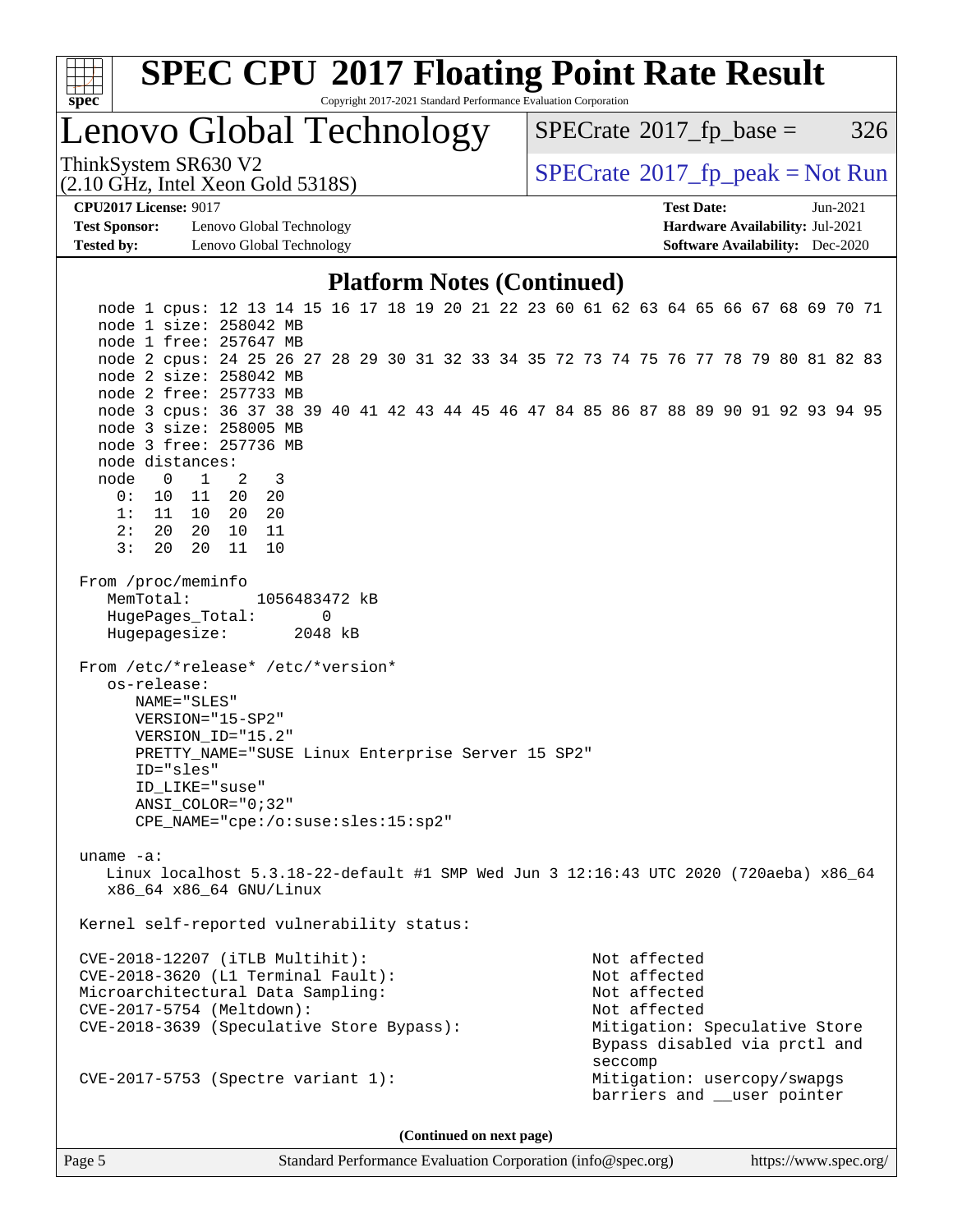# SPEC CPU 2017 Floating Point Rate Result

Copyright 2017-2021 Standard Performance Evaluation Corporation

## Lenovo Global Technology

ThinkSystem SR630 V2
(2.10 GHz, Intel Xeon Gold 5318S)

SPECrate 2017_fp_base = 326

SPECrate 2017_fp_peak = Not Run

**CPU2017 License:** 9017
**Test Sponsor:** Lenovo Global Technology
**Tested by:** Lenovo Global Technology

**Test Date:** Jun-2021
**Hardware Availability:** Jul-2021
**Software Availability:** Dec-2020

### Platform Notes (Continued)

```
    node 1 cpus: 12 13 14 15 16 17 18 19 20 21 22 23 60 61 62 63 64 65 66 67 68 69 70 71
    node 1 size: 258042 MB
    node 1 free: 257647 MB
    node 2 cpus: 24 25 26 27 28 29 30 31 32 33 34 35 72 73 74 75 76 77 78 79 80 81 82 83
    node 2 size: 258042 MB
    node 2 free: 257733 MB
    node 3 cpus: 36 37 38 39 40 41 42 43 44 45 46 47 84 85 86 87 88 89 90 91 92 93 94 95
    node 3 size: 258005 MB
    node 3 free: 257736 MB
    node distances:
    node   0   1   2   3
      0:  10  11  20  20
      1:  11  10  20  20
      2:  20  20  10  11
      3:  20  20  11  10

 From /proc/meminfo
    MemTotal:       1056483472 kB
    HugePages_Total:       0
    Hugepagesize:       2048 kB

 From /etc/*release* /etc/*version*
    os-release:
       NAME="SLES"
       VERSION="15-SP2"
       VERSION_ID="15.2"
       PRETTY_NAME="SUSE Linux Enterprise Server 15 SP2"
       ID="sles"
       ID_LIKE="suse"
       ANSI_COLOR="0;32"
       CPE_NAME="cpe:/o:suse:sles:15:sp2"

 uname -a:
    Linux localhost 5.3.18-22-default #1 SMP Wed Jun 3 12:16:43 UTC 2020 (720aeba) x86_64
    x86_64 x86_64 GNU/Linux

 Kernel self-reported vulnerability status:

 CVE-2018-12207 (iTLB Multihit):                          Not affected
 CVE-2018-3620 (L1 Terminal Fault):                       Not affected
 Microarchitectural Data Sampling:                        Not affected
 CVE-2017-5754 (Meltdown):                                Not affected
 CVE-2018-3639 (Speculative Store Bypass):                Mitigation: Speculative Store
                                                          Bypass disabled via prctl and
                                                          seccomp
 CVE-2017-5753 (Spectre variant 1):                       Mitigation: usercopy/swapgs
                                                          barriers and __user pointer
```

(Continued on next page)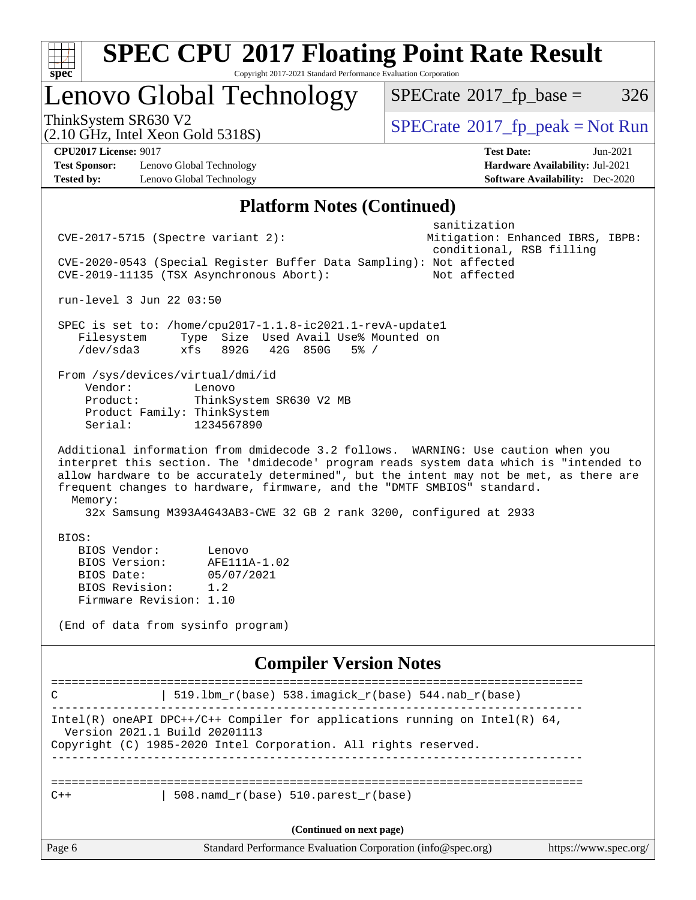## Platform Notes (Continued)

```
                                                          sanitization
 CVE-2017-5715 (Spectre variant 2):                      Mitigation: Enhanced IBRS, IBPB:
                                                          conditional, RSB filling
 CVE-2020-0543 (Special Register Buffer Data Sampling): Not affected
 CVE-2019-11135 (TSX Asynchronous Abort):                Not affected

 run-level 3 Jun 22 03:50

 SPEC is set to: /home/cpu2017-1.1.8-ic2021.1-revA-update1
    Filesystem     Type  Size  Used Avail Use% Mounted on
    /dev/sda3      xfs   892G   42G  850G   5% /

 From /sys/devices/virtual/dmi/id
     Vendor:         Lenovo
     Product:        ThinkSystem SR630 V2 MB
     Product Family: ThinkSystem
     Serial:         1234567890

 Additional information from dmidecode 3.2 follows.  WARNING: Use caution when you
 interpret this section. The 'dmidecode' program reads system data which is "intended to
 allow hardware to be accurately determined", but the intent may not be met, as there are
 frequent changes to hardware, firmware, and the "DMTF SMBIOS" standard.
   Memory:
     32x Samsung M393A4G43AB3-CWE 32 GB 2 rank 3200, configured at 2933

 BIOS:
    BIOS Vendor:       Lenovo
    BIOS Version:      AFE111A-1.02
    BIOS Date:         05/07/2021
    BIOS Revision:     1.2
    Firmware Revision: 1.10

 (End of data from sysinfo program)
```

## Compiler Version Notes

```
==============================================================================
C               | 519.lbm_r(base) 538.imagick_r(base) 544.nab_r(base)
------------------------------------------------------------------------------
Intel(R) oneAPI DPC++/C++ Compiler for applications running on Intel(R) 64,
  Version 2021.1 Build 20201113
Copyright (C) 1985-2020 Intel Corporation. All rights reserved.
------------------------------------------------------------------------------

==============================================================================
C++             | 508.namd_r(base) 510.parest_r(base)
```

(Continued on next page)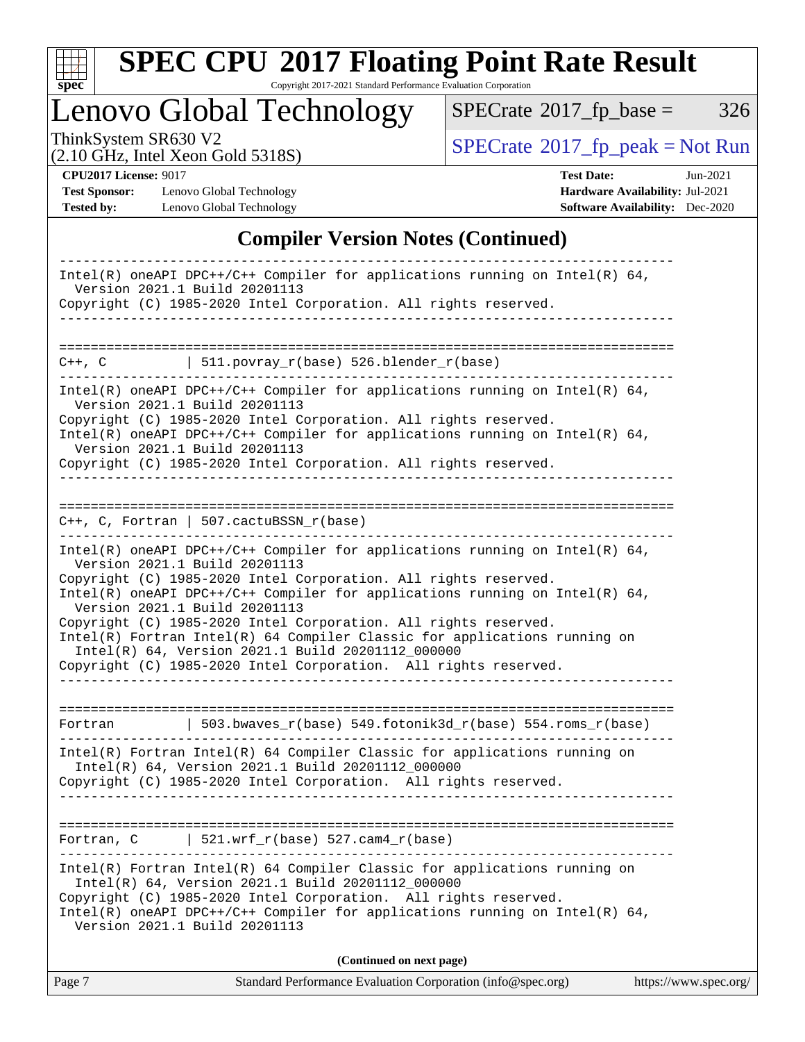# Compiler Version Notes (Continued)

```
------------------------------------------------------------------------------
Intel(R) oneAPI DPC++/C++ Compiler for applications running on Intel(R) 64,
  Version 2021.1 Build 20201113
Copyright (C) 1985-2020 Intel Corporation. All rights reserved.
------------------------------------------------------------------------------

==============================================================================
C++, C          | 511.povray_r(base) 526.blender_r(base)
------------------------------------------------------------------------------
Intel(R) oneAPI DPC++/C++ Compiler for applications running on Intel(R) 64,
  Version 2021.1 Build 20201113
Copyright (C) 1985-2020 Intel Corporation. All rights reserved.
Intel(R) oneAPI DPC++/C++ Compiler for applications running on Intel(R) 64,
  Version 2021.1 Build 20201113
Copyright (C) 1985-2020 Intel Corporation. All rights reserved.
------------------------------------------------------------------------------

==============================================================================
C++, C, Fortran | 507.cactuBSSN_r(base)
------------------------------------------------------------------------------
Intel(R) oneAPI DPC++/C++ Compiler for applications running on Intel(R) 64,
  Version 2021.1 Build 20201113
Copyright (C) 1985-2020 Intel Corporation. All rights reserved.
Intel(R) oneAPI DPC++/C++ Compiler for applications running on Intel(R) 64,
  Version 2021.1 Build 20201113
Copyright (C) 1985-2020 Intel Corporation. All rights reserved.
Intel(R) Fortran Intel(R) 64 Compiler Classic for applications running on
  Intel(R) 64, Version 2021.1 Build 20201112_000000
Copyright (C) 1985-2020 Intel Corporation.  All rights reserved.
------------------------------------------------------------------------------

==============================================================================
Fortran         | 503.bwaves_r(base) 549.fotonik3d_r(base) 554.roms_r(base)
------------------------------------------------------------------------------
Intel(R) Fortran Intel(R) 64 Compiler Classic for applications running on
  Intel(R) 64, Version 2021.1 Build 20201112_000000
Copyright (C) 1985-2020 Intel Corporation.  All rights reserved.
------------------------------------------------------------------------------

==============================================================================
Fortran, C      | 521.wrf_r(base) 527.cam4_r(base)
------------------------------------------------------------------------------
Intel(R) Fortran Intel(R) 64 Compiler Classic for applications running on
  Intel(R) 64, Version 2021.1 Build 20201112_000000
Copyright (C) 1985-2020 Intel Corporation.  All rights reserved.
Intel(R) oneAPI DPC++/C++ Compiler for applications running on Intel(R) 64,
  Version 2021.1 Build 20201113
```

**(Continued on next page)**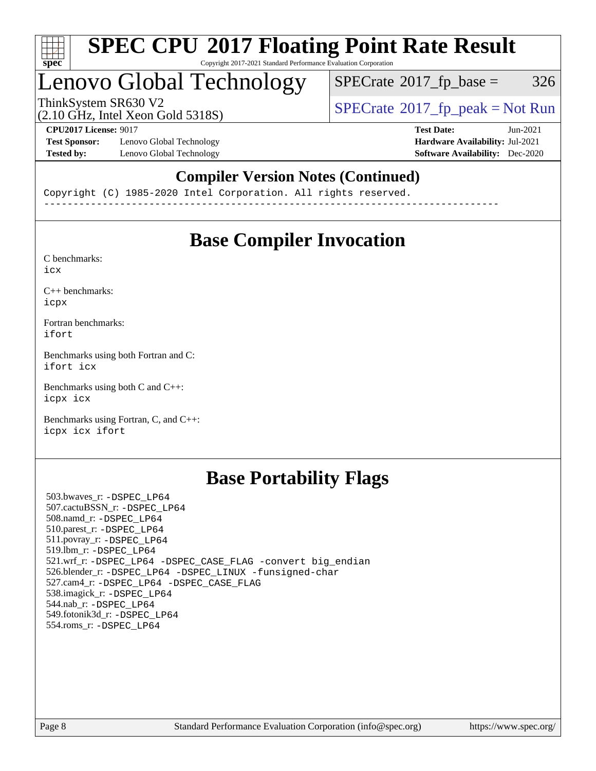## Compiler Version Notes (Continued)

```
Copyright (C) 1985-2020 Intel Corporation. All rights reserved.
------------------------------------------------------------------------------
```

## Base Compiler Invocation

C benchmarks:
icx

C++ benchmarks:
icpx

Fortran benchmarks:
ifort

Benchmarks using both Fortran and C:
ifort icx

Benchmarks using both C and C++:
icpx icx

Benchmarks using Fortran, C, and C++:
icpx icx ifort

## Base Portability Flags

503.bwaves_r: -DSPEC_LP64
507.cactuBSSN_r: -DSPEC_LP64
508.namd_r: -DSPEC_LP64
510.parest_r: -DSPEC_LP64
511.povray_r: -DSPEC_LP64
519.lbm_r: -DSPEC_LP64
521.wrf_r: -DSPEC_LP64 -DSPEC_CASE_FLAG -convert big_endian
526.blender_r: -DSPEC_LP64 -DSPEC_LINUX -funsigned-char
527.cam4_r: -DSPEC_LP64 -DSPEC_CASE_FLAG
538.imagick_r: -DSPEC_LP64
544.nab_r: -DSPEC_LP64
549.fotonik3d_r: -DSPEC_LP64
554.roms_r: -DSPEC_LP64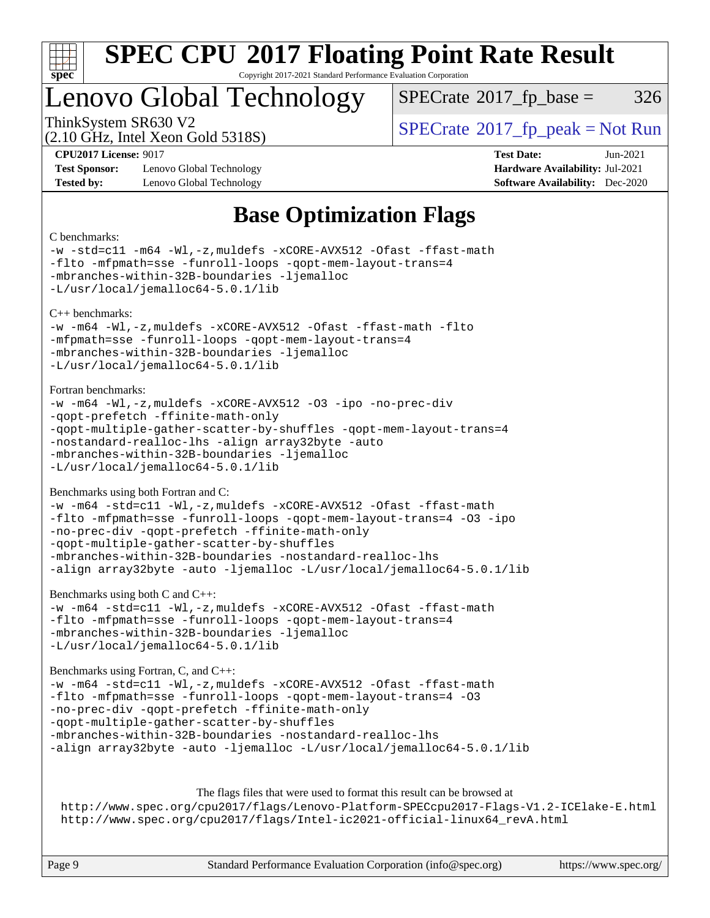# SPEC CPU 2017 Floating Point Rate Result

Copyright 2017-2021 Standard Performance Evaluation Corporation

# Lenovo Global Technology

ThinkSystem SR630 V2
(2.10 GHz, Intel Xeon Gold 5318S)

SPECrate 2017_fp_base = 326

SPECrate 2017_fp_peak = Not Run

**CPU2017 License:** 9017
**Test Sponsor:** Lenovo Global Technology
**Tested by:** Lenovo Global Technology

**Test Date:** Jun-2021
**Hardware Availability:** Jul-2021
**Software Availability:** Dec-2020

## Base Optimization Flags

C benchmarks:

```
-w -std=c11 -m64 -Wl,-z,muldefs -xCORE-AVX512 -Ofast -ffast-math
-flto -mfpmath=sse -funroll-loops -qopt-mem-layout-trans=4
-mbranches-within-32B-boundaries -ljemalloc
-L/usr/local/jemalloc64-5.0.1/lib
```

C++ benchmarks:

```
-w -m64 -Wl,-z,muldefs -xCORE-AVX512 -Ofast -ffast-math -flto
-mfpmath=sse -funroll-loops -qopt-mem-layout-trans=4
-mbranches-within-32B-boundaries -ljemalloc
-L/usr/local/jemalloc64-5.0.1/lib
```

Fortran benchmarks:

```
-w -m64 -Wl,-z,muldefs -xCORE-AVX512 -O3 -ipo -no-prec-div
-qopt-prefetch -ffinite-math-only
-qopt-multiple-gather-scatter-by-shuffles -qopt-mem-layout-trans=4
-nostandard-realloc-lhs -align array32byte -auto
-mbranches-within-32B-boundaries -ljemalloc
-L/usr/local/jemalloc64-5.0.1/lib
```

Benchmarks using both Fortran and C:

```
-w -m64 -std=c11 -Wl,-z,muldefs -xCORE-AVX512 -Ofast -ffast-math
-flto -mfpmath=sse -funroll-loops -qopt-mem-layout-trans=4 -O3 -ipo
-no-prec-div -qopt-prefetch -ffinite-math-only
-qopt-multiple-gather-scatter-by-shuffles
-mbranches-within-32B-boundaries -nostandard-realloc-lhs
-align array32byte -auto -ljemalloc -L/usr/local/jemalloc64-5.0.1/lib
```

Benchmarks using both C and C++:

```
-w -m64 -std=c11 -Wl,-z,muldefs -xCORE-AVX512 -Ofast -ffast-math
-flto -mfpmath=sse -funroll-loops -qopt-mem-layout-trans=4
-mbranches-within-32B-boundaries -ljemalloc
-L/usr/local/jemalloc64-5.0.1/lib
```

Benchmarks using Fortran, C, and C++:

```
-w -m64 -std=c11 -Wl,-z,muldefs -xCORE-AVX512 -Ofast -ffast-math
-flto -mfpmath=sse -funroll-loops -qopt-mem-layout-trans=4 -O3
-no-prec-div -qopt-prefetch -ffinite-math-only
-qopt-multiple-gather-scatter-by-shuffles
-mbranches-within-32B-boundaries -nostandard-realloc-lhs
-align array32byte -auto -ljemalloc -L/usr/local/jemalloc64-5.0.1/lib
```

The flags files that were used to format this result can be browsed at

http://www.spec.org/cpu2017/flags/Lenovo-Platform-SPECcpu2017-Flags-V1.2-ICElake-E.html
http://www.spec.org/cpu2017/flags/Intel-ic2021-official-linux64_revA.html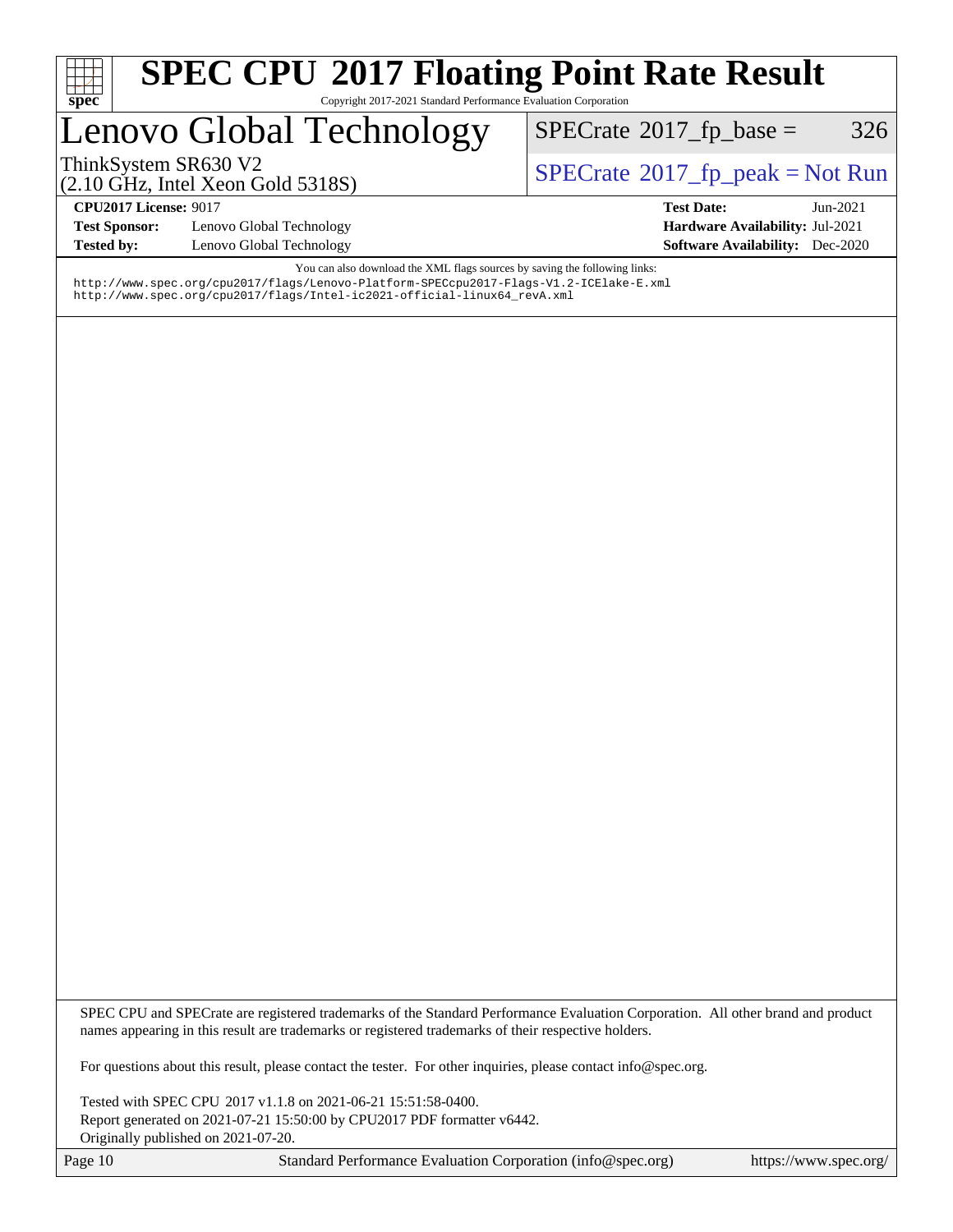# SPEC CPU 2017 Floating Point Rate Result

Copyright 2017-2021 Standard Performance Evaluation Corporation

## Lenovo Global Technology

ThinkSystem SR630 V2
(2.10 GHz, Intel Xeon Gold 5318S)

SPECrate 2017_fp_base = 326

SPECrate 2017_fp_peak = Not Run

**CPU2017 License:** 9017
**Test Sponsor:** Lenovo Global Technology
**Tested by:** Lenovo Global Technology

**Test Date:** Jun-2021
**Hardware Availability:** Jul-2021
**Software Availability:** Dec-2020

You can also download the XML flags sources by saving the following links:

http://www.spec.org/cpu2017/flags/Lenovo-Platform-SPECcpu2017-Flags-V1.2-ICElake-E.xml
http://www.spec.org/cpu2017/flags/Intel-ic2021-official-linux64_revA.xml

SPEC CPU and SPECrate are registered trademarks of the Standard Performance Evaluation Corporation. All other brand and product names appearing in this result are trademarks or registered trademarks of their respective holders.

For questions about this result, please contact the tester. For other inquiries, please contact info@spec.org.

Tested with SPEC CPU 2017 v1.1.8 on 2021-06-21 15:51:58-0400.
Report generated on 2021-07-21 15:50:00 by CPU2017 PDF formatter v6442.
Originally published on 2021-07-20.